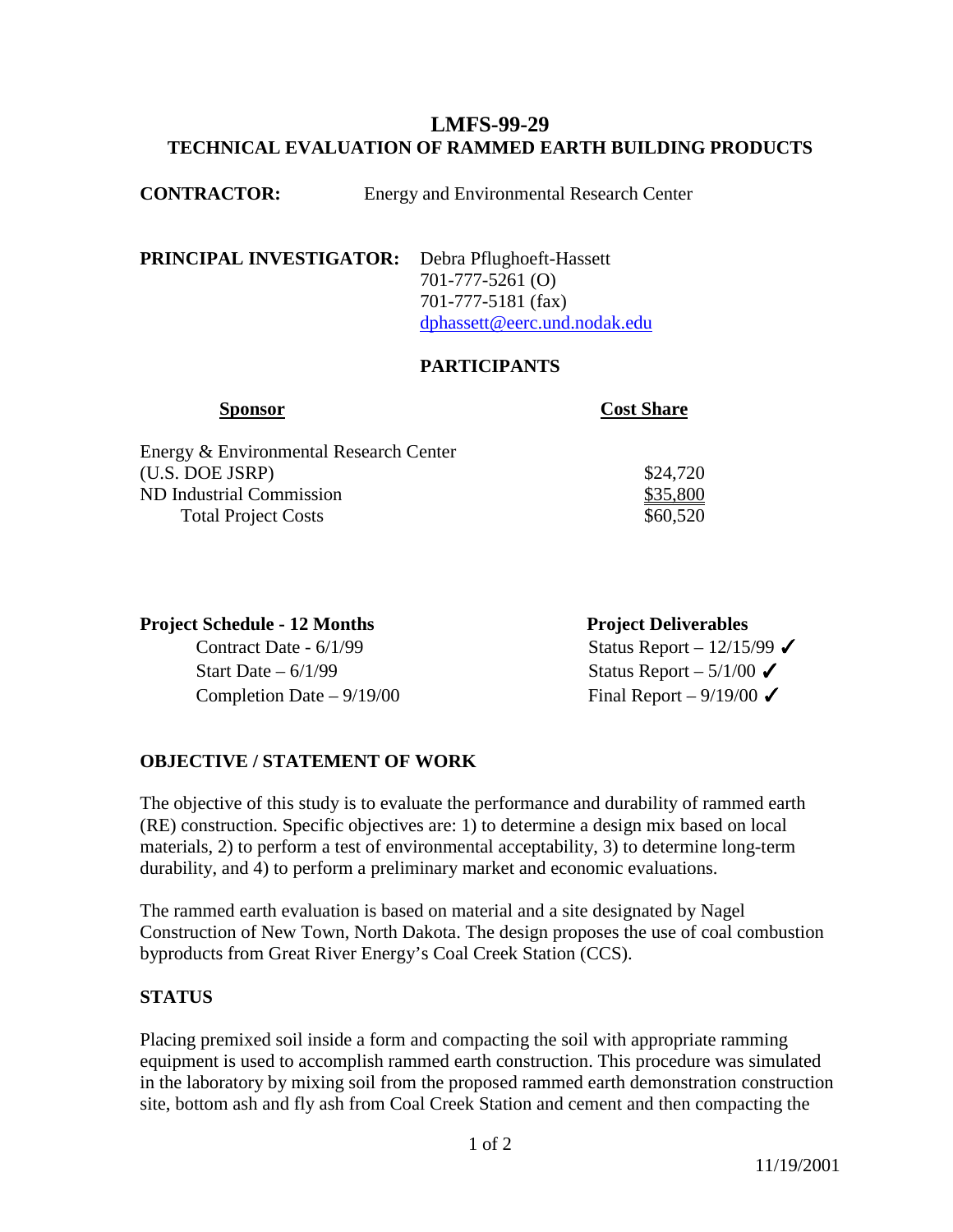# LMFS-99-29
## TECHNICAL EVALUATION OF RAMMED EARTH BUILDING PRODUCTS

**CONTRACTOR:** Energy and Environmental Research Center

**PRINCIPAL INVESTIGATOR:** Debra Pflughoeft-Hassett
701-777-5261 (O)
701-777-5181 (fax)
dphassett@eerc.und.nodak.edu

### PARTICIPANTS

| Sponsor | Cost Share |
|---|---|
| Energy & Environmental Research Center (U.S. DOE JSRP) | $24,720 |
| ND Industrial Commission | $35,800 |
| Total Project Costs | $60,520 |

| Project Schedule - 12 Months | Project Deliverables |
|---|---|
| Contract Date - 6/1/99 | Status Report – 12/15/99 ✓ |
| Start Date – 6/1/99 | Status Report – 5/1/00 ✓ |
| Completion Date – 9/19/00 | Final Report – 9/19/00 ✓ |

### OBJECTIVE / STATEMENT OF WORK

The objective of this study is to evaluate the performance and durability of rammed earth (RE) construction. Specific objectives are: 1) to determine a design mix based on local materials, 2) to perform a test of environmental acceptability, 3) to determine long-term durability, and 4) to perform a preliminary market and economic evaluations.

The rammed earth evaluation is based on material and a site designated by Nagel Construction of New Town, North Dakota. The design proposes the use of coal combustion byproducts from Great River Energy's Coal Creek Station (CCS).

### STATUS

Placing premixed soil inside a form and compacting the soil with appropriate ramming equipment is used to accomplish rammed earth construction. This procedure was simulated in the laboratory by mixing soil from the proposed rammed earth demonstration construction site, bottom ash and fly ash from Coal Creek Station and cement and then compacting the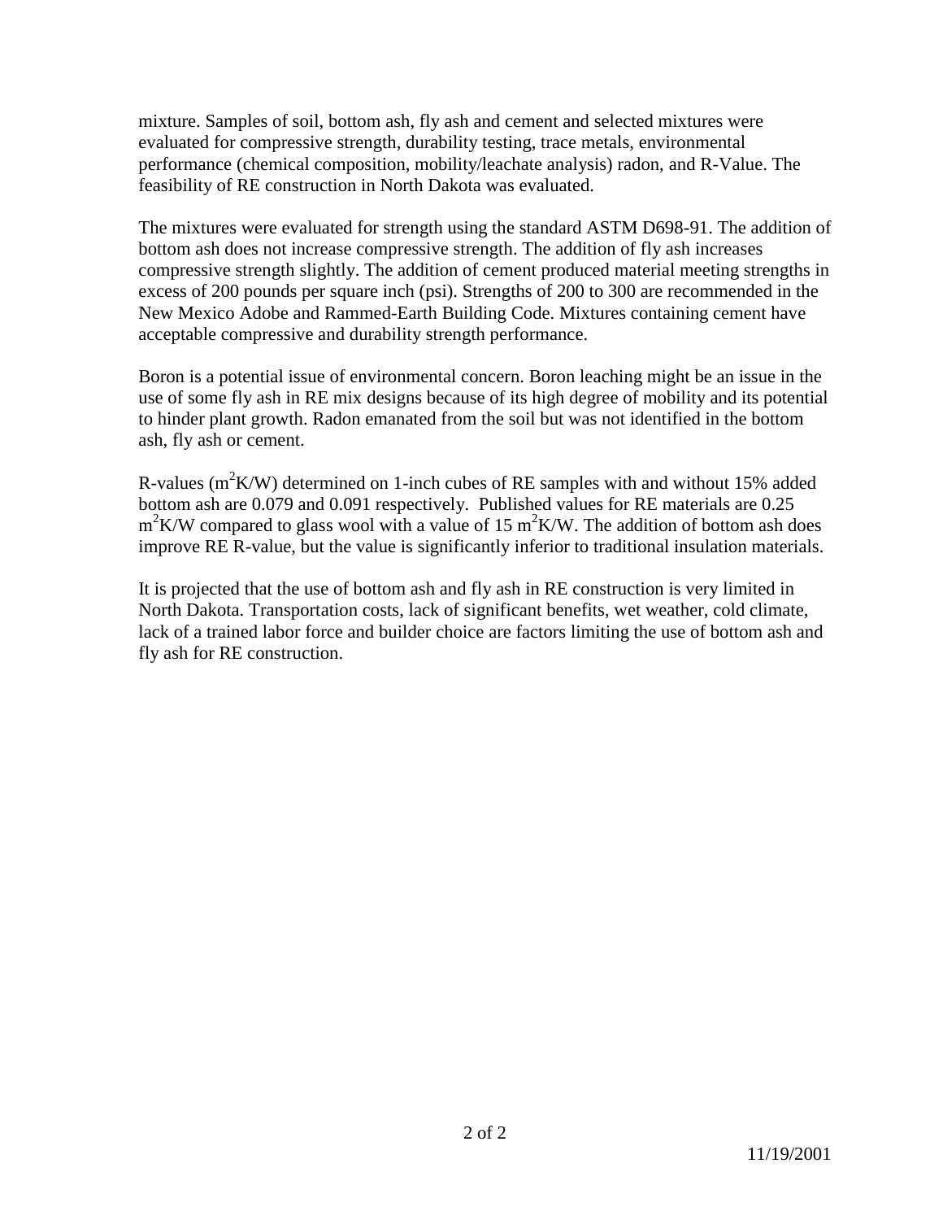mixture. Samples of soil, bottom ash, fly ash and cement and selected mixtures were evaluated for compressive strength, durability testing, trace metals, environmental performance (chemical composition, mobility/leachate analysis) radon, and R-Value. The feasibility of RE construction in North Dakota was evaluated.

The mixtures were evaluated for strength using the standard ASTM D698-91. The addition of bottom ash does not increase compressive strength. The addition of fly ash increases compressive strength slightly. The addition of cement produced material meeting strengths in excess of 200 pounds per square inch (psi). Strengths of 200 to 300 are recommended in the New Mexico Adobe and Rammed-Earth Building Code. Mixtures containing cement have acceptable compressive and durability strength performance.

Boron is a potential issue of environmental concern. Boron leaching might be an issue in the use of some fly ash in RE mix designs because of its high degree of mobility and its potential to hinder plant growth. Radon emanated from the soil but was not identified in the bottom ash, fly ash or cement.

R-values ($m^2K/W$) determined on 1-inch cubes of RE samples with and without 15% added bottom ash are 0.079 and 0.091 respectively. Published values for RE materials are 0.25 $m^2K/W$ compared to glass wool with a value of 15 $m^2K/W$. The addition of bottom ash does improve RE R-value, but the value is significantly inferior to traditional insulation materials.

It is projected that the use of bottom ash and fly ash in RE construction is very limited in North Dakota. Transportation costs, lack of significant benefits, wet weather, cold climate, lack of a trained labor force and builder choice are factors limiting the use of bottom ash and fly ash for RE construction.